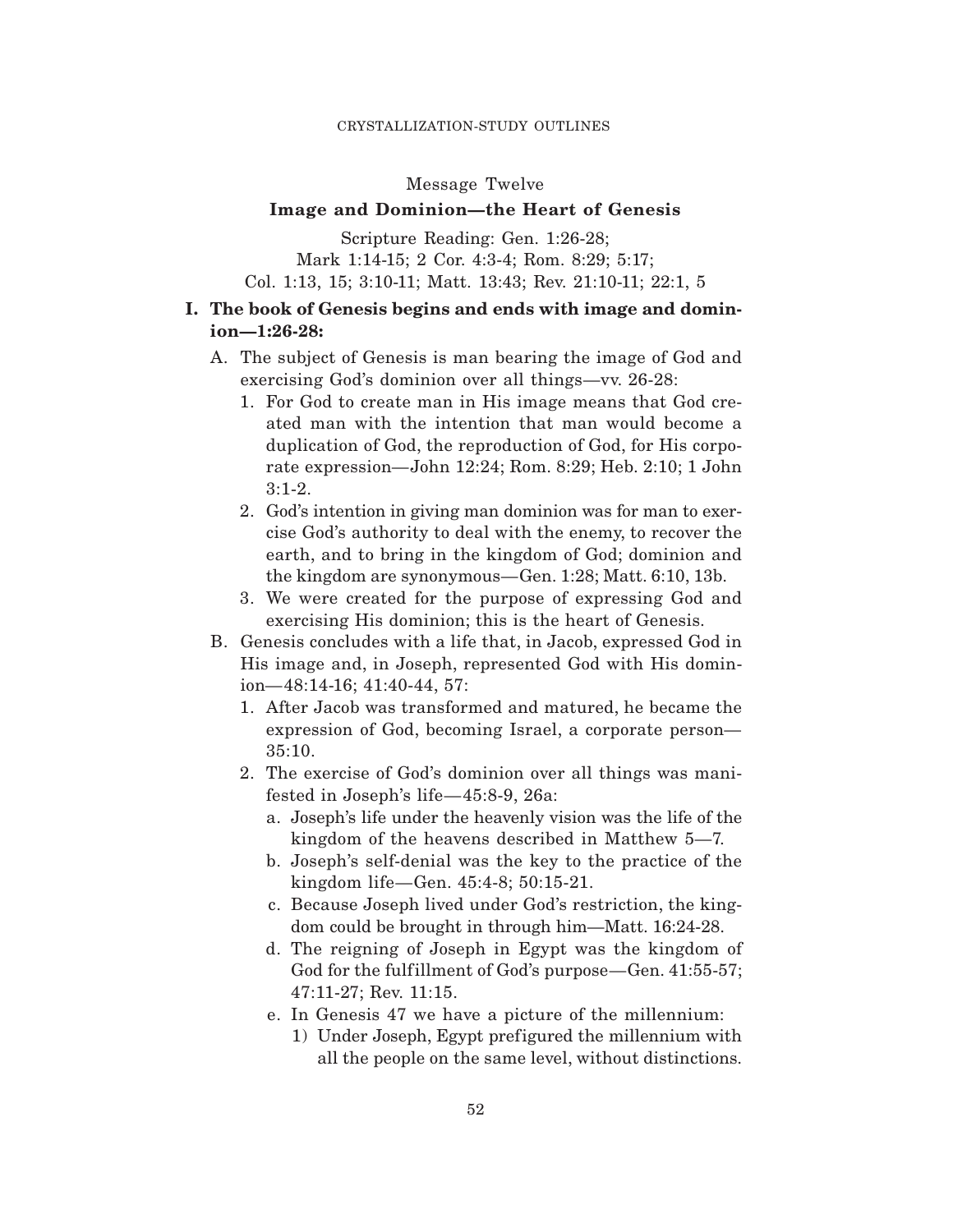Message Twelve

## Image and Dominion—the Heart of Genesis

Scripture Reading: Gen. 1:26-28;
Mark 1:14-15; 2 Cor. 4:3-4; Rom. 8:29; 5:17;
Col. 1:13, 15; 3:10-11; Matt. 13:43; Rev. 21:10-11; 22:1, 5

**I. The book of Genesis begins and ends with image and dominion—1:26-28:**

- A. The subject of Genesis is man bearing the image of God and exercising God's dominion over all things—vv. 26-28:
  1. For God to create man in His image means that God created man with the intention that man would become a duplication of God, the reproduction of God, for His corporate expression—John 12:24; Rom. 8:29; Heb. 2:10; 1 John 3:1-2.
  2. God's intention in giving man dominion was for man to exercise God's authority to deal with the enemy, to recover the earth, and to bring in the kingdom of God; dominion and the kingdom are synonymous—Gen. 1:28; Matt. 6:10, 13b.
  3. We were created for the purpose of expressing God and exercising His dominion; this is the heart of Genesis.
- B. Genesis concludes with a life that, in Jacob, expressed God in His image and, in Joseph, represented God with His dominion—48:14-16; 41:40-44, 57:
  1. After Jacob was transformed and matured, he became the expression of God, becoming Israel, a corporate person—35:10.
  2. The exercise of God's dominion over all things was manifested in Joseph's life—45:8-9, 26a:
     - a. Joseph's life under the heavenly vision was the life of the kingdom of the heavens described in Matthew 5—7.
     - b. Joseph's self-denial was the key to the practice of the kingdom life—Gen. 45:4-8; 50:15-21.
     - c. Because Joseph lived under God's restriction, the kingdom could be brought in through him—Matt. 16:24-28.
     - d. The reigning of Joseph in Egypt was the kingdom of God for the fulfillment of God's purpose—Gen. 41:55-57; 47:11-27; Rev. 11:15.
     - e. In Genesis 47 we have a picture of the millennium:
       - 1) Under Joseph, Egypt prefigured the millennium with all the people on the same level, without distinctions.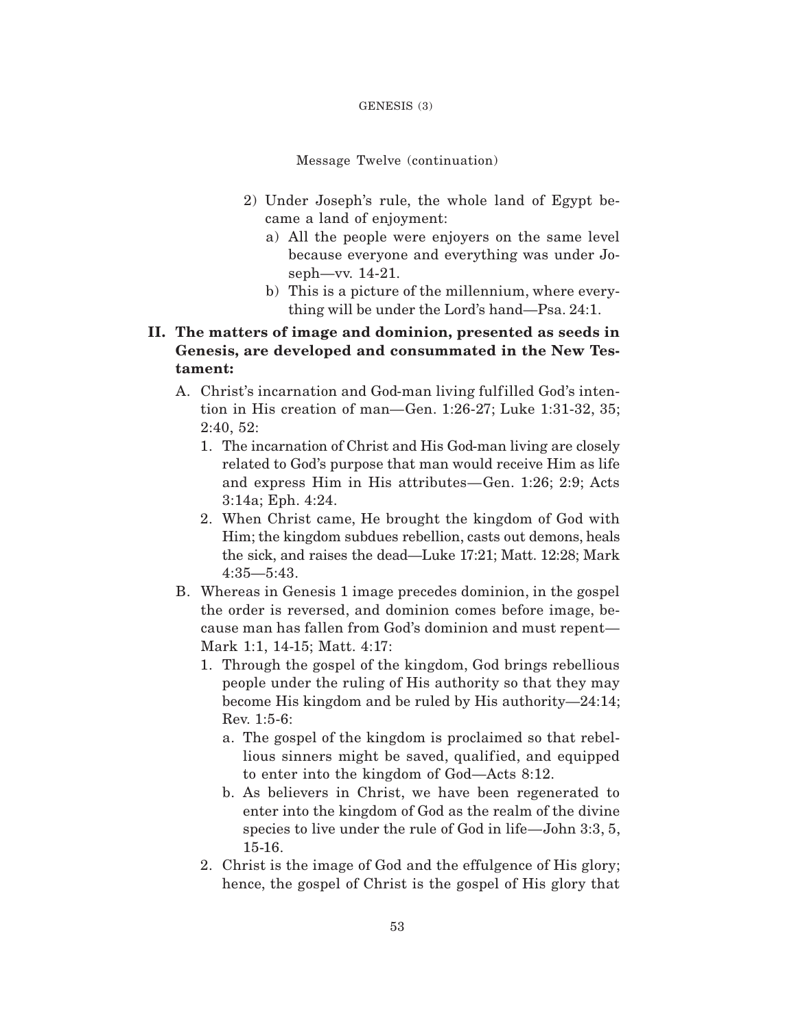Message Twelve (continuation)

2) Under Joseph's rule, the whole land of Egypt became a land of enjoyment:
   a) All the people were enjoyers on the same level because everyone and everything was under Joseph—vv. 14-21.
   b) This is a picture of the millennium, where everything will be under the Lord's hand—Psa. 24:1.

**II. The matters of image and dominion, presented as seeds in Genesis, are developed and consummated in the New Testament:**

A. Christ's incarnation and God-man living fulfilled God's intention in His creation of man—Gen. 1:26-27; Luke 1:31-32, 35; 2:40, 52:
   1. The incarnation of Christ and His God-man living are closely related to God's purpose that man would receive Him as life and express Him in His attributes—Gen. 1:26; 2:9; Acts 3:14a; Eph. 4:24.
   2. When Christ came, He brought the kingdom of God with Him; the kingdom subdues rebellion, casts out demons, heals the sick, and raises the dead—Luke 17:21; Matt. 12:28; Mark 4:35—5:43.

B. Whereas in Genesis 1 image precedes dominion, in the gospel the order is reversed, and dominion comes before image, because man has fallen from God's dominion and must repent—Mark 1:1, 14-15; Matt. 4:17:
   1. Through the gospel of the kingdom, God brings rebellious people under the ruling of His authority so that they may become His kingdom and be ruled by His authority—24:14; Rev. 1:5-6:
      a. The gospel of the kingdom is proclaimed so that rebellious sinners might be saved, qualified, and equipped to enter into the kingdom of God—Acts 8:12.
      b. As believers in Christ, we have been regenerated to enter into the kingdom of God as the realm of the divine species to live under the rule of God in life—John 3:3, 5, 15-16.
   2. Christ is the image of God and the effulgence of His glory; hence, the gospel of Christ is the gospel of His glory that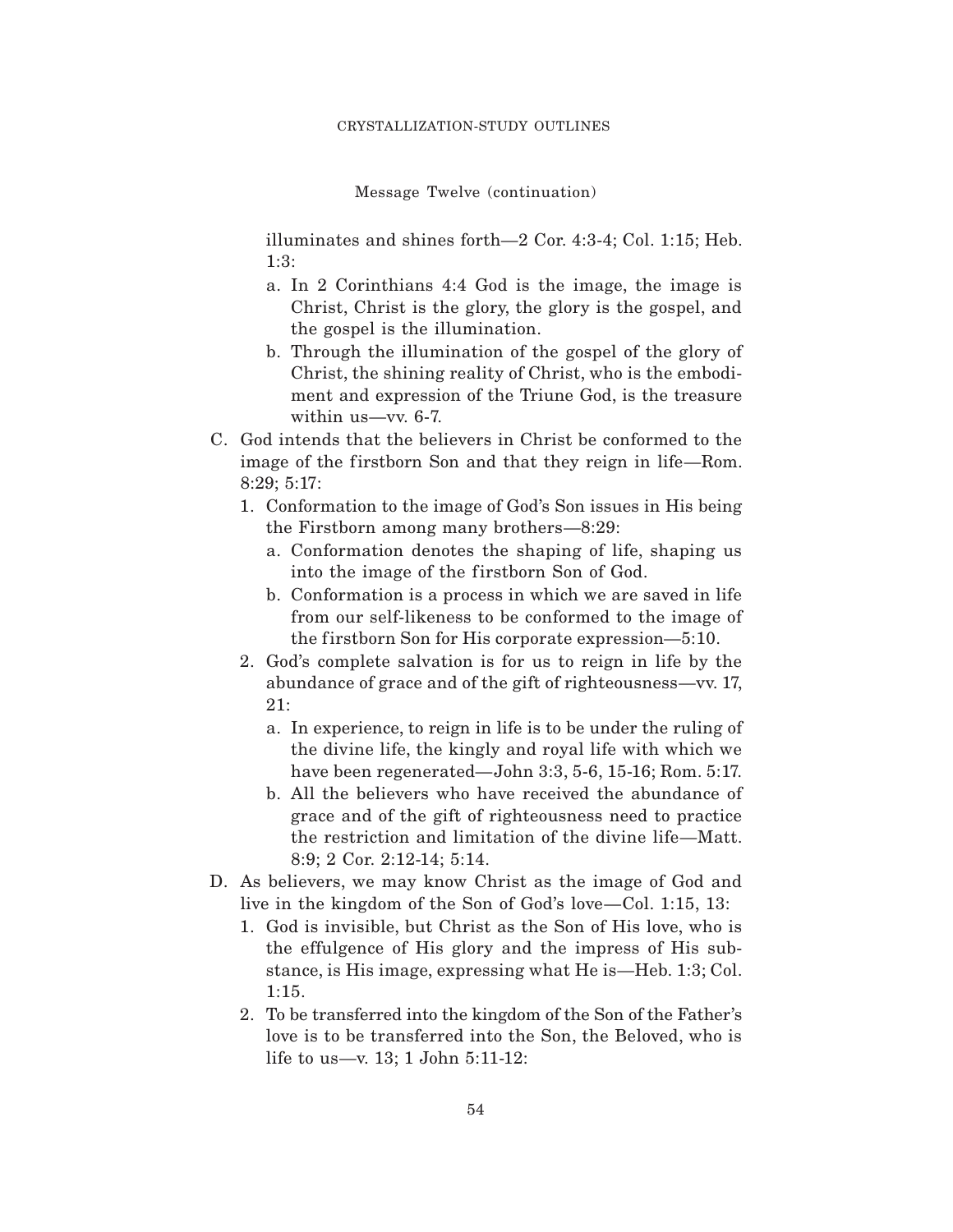Message Twelve (continuation)

illuminates and shines forth—2 Cor. 4:3-4; Col. 1:15; Heb. 1:3:

a. In 2 Corinthians 4:4 God is the image, the image is Christ, Christ is the glory, the glory is the gospel, and the gospel is the illumination.

b. Through the illumination of the gospel of the glory of Christ, the shining reality of Christ, who is the embodiment and expression of the Triune God, is the treasure within us—vv. 6-7.

C. God intends that the believers in Christ be conformed to the image of the firstborn Son and that they reign in life—Rom. 8:29; 5:17:

1. Conformation to the image of God's Son issues in His being the Firstborn among many brothers—8:29:

   a. Conformation denotes the shaping of life, shaping us into the image of the firstborn Son of God.

   b. Conformation is a process in which we are saved in life from our self-likeness to be conformed to the image of the firstborn Son for His corporate expression—5:10.

2. God's complete salvation is for us to reign in life by the abundance of grace and of the gift of righteousness—vv. 17, 21:

   a. In experience, to reign in life is to be under the ruling of the divine life, the kingly and royal life with which we have been regenerated—John 3:3, 5-6, 15-16; Rom. 5:17.

   b. All the believers who have received the abundance of grace and of the gift of righteousness need to practice the restriction and limitation of the divine life—Matt. 8:9; 2 Cor. 2:12-14; 5:14.

D. As believers, we may know Christ as the image of God and live in the kingdom of the Son of God's love—Col. 1:15, 13:

1. God is invisible, but Christ as the Son of His love, who is the effulgence of His glory and the impress of His substance, is His image, expressing what He is—Heb. 1:3; Col. 1:15.

2. To be transferred into the kingdom of the Son of the Father's love is to be transferred into the Son, the Beloved, who is life to us—v. 13; 1 John 5:11-12: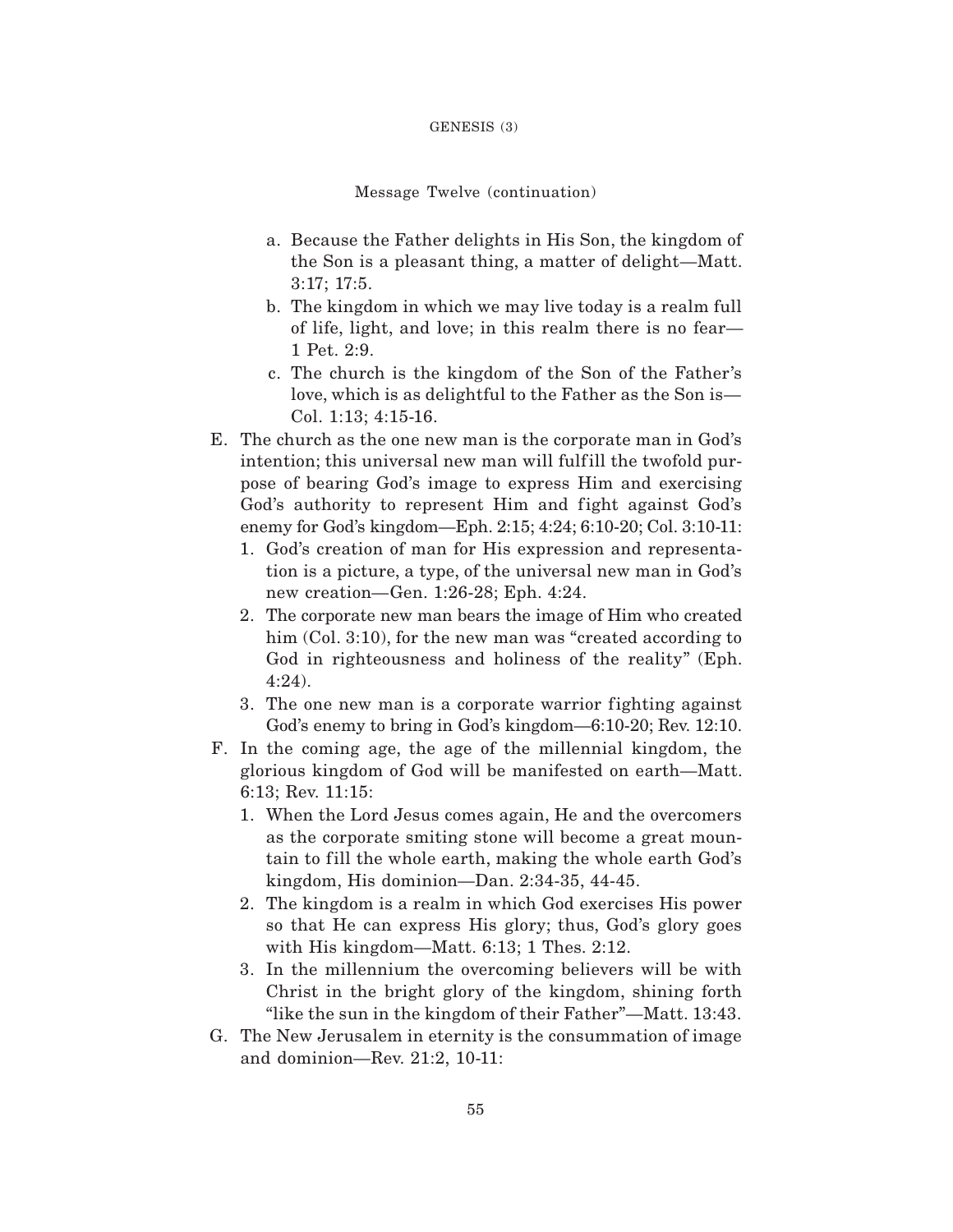Message Twelve (continuation)

   a. Because the Father delights in His Son, the kingdom of the Son is a pleasant thing, a matter of delight—Matt. 3:17; 17:5.
   b. The kingdom in which we may live today is a realm full of life, light, and love; in this realm there is no fear—1 Pet. 2:9.
   c. The church is the kingdom of the Son of the Father's love, which is as delightful to the Father as the Son is—Col. 1:13; 4:15-16.

E. The church as the one new man is the corporate man in God's intention; this universal new man will fulfill the twofold purpose of bearing God's image to express Him and exercising God's authority to represent Him and fight against God's enemy for God's kingdom—Eph. 2:15; 4:24; 6:10-20; Col. 3:10-11:
   1. God's creation of man for His expression and representation is a picture, a type, of the universal new man in God's new creation—Gen. 1:26-28; Eph. 4:24.
   2. The corporate new man bears the image of Him who created him (Col. 3:10), for the new man was "created according to God in righteousness and holiness of the reality" (Eph. 4:24).
   3. The one new man is a corporate warrior fighting against God's enemy to bring in God's kingdom—6:10-20; Rev. 12:10.

F. In the coming age, the age of the millennial kingdom, the glorious kingdom of God will be manifested on earth—Matt. 6:13; Rev. 11:15:
   1. When the Lord Jesus comes again, He and the overcomers as the corporate smiting stone will become a great mountain to fill the whole earth, making the whole earth God's kingdom, His dominion—Dan. 2:34-35, 44-45.
   2. The kingdom is a realm in which God exercises His power so that He can express His glory; thus, God's glory goes with His kingdom—Matt. 6:13; 1 Thes. 2:12.
   3. In the millennium the overcoming believers will be with Christ in the bright glory of the kingdom, shining forth "like the sun in the kingdom of their Father"—Matt. 13:43.

G. The New Jerusalem in eternity is the consummation of image and dominion—Rev. 21:2, 10-11: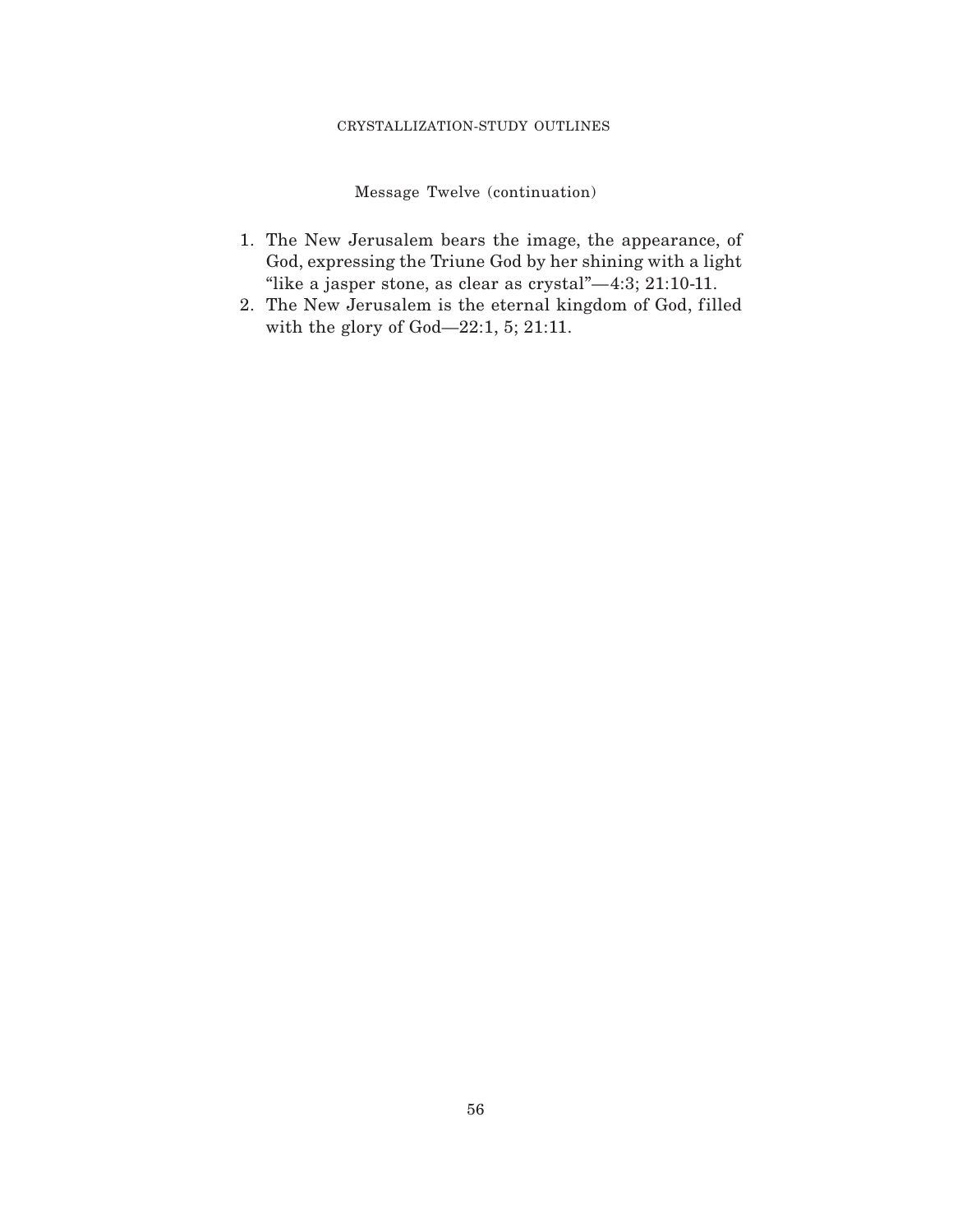Message Twelve (continuation)

1. The New Jerusalem bears the image, the appearance, of God, expressing the Triune God by her shining with a light "like a jasper stone, as clear as crystal"—4:3; 21:10-11.
2. The New Jerusalem is the eternal kingdom of God, filled with the glory of God—22:1, 5; 21:11.